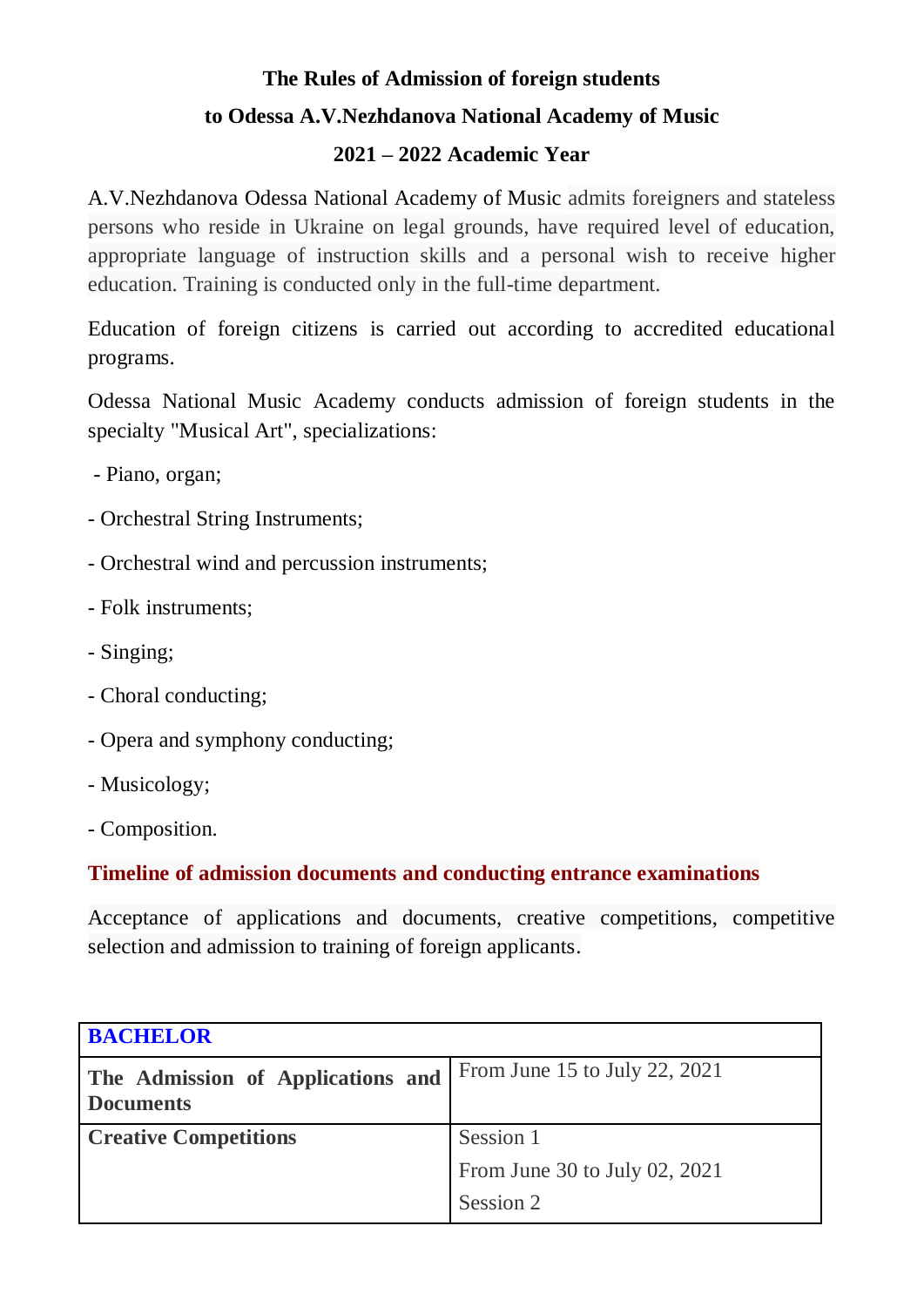**The Rules of Admission of foreign students**

**to Odessa A.V.Nezhdanova National Academy of Music**

**2021 – 2022 Academic Year**

A.V.Nezhdanova Odessa National Academy of Music admits foreigners and stateless persons who reside in Ukraine on legal grounds, have required level of education, appropriate language of instruction skills and a personal wish to receive higher education. Training is conducted only in the full-time department.

Education of foreign citizens is carried out according to accredited educational programs.

Odessa National Music Academy conducts admission of foreign students in the specialty "Musical Art", specializations:

- Piano, organ;
- Orchestral String Instruments;
- Orchestral wind and percussion instruments;
- Folk instruments;
- Singing;
- Choral conducting;
- Opera and symphony conducting;
- Musicology;
- Composition.

**Timeline of admission documents and conducting entrance examinations**

Acceptance of applications and documents, creative competitions, competitive selection and admission to training of foreign applicants.

| **BACHELOR** | |
|---|---|
| **The Admission of Applications and Documents** | From June 15 to July 22, 2021 |
| **Creative Competitions** | Session 1<br>From June 30 to July 02, 2021<br>Session 2 |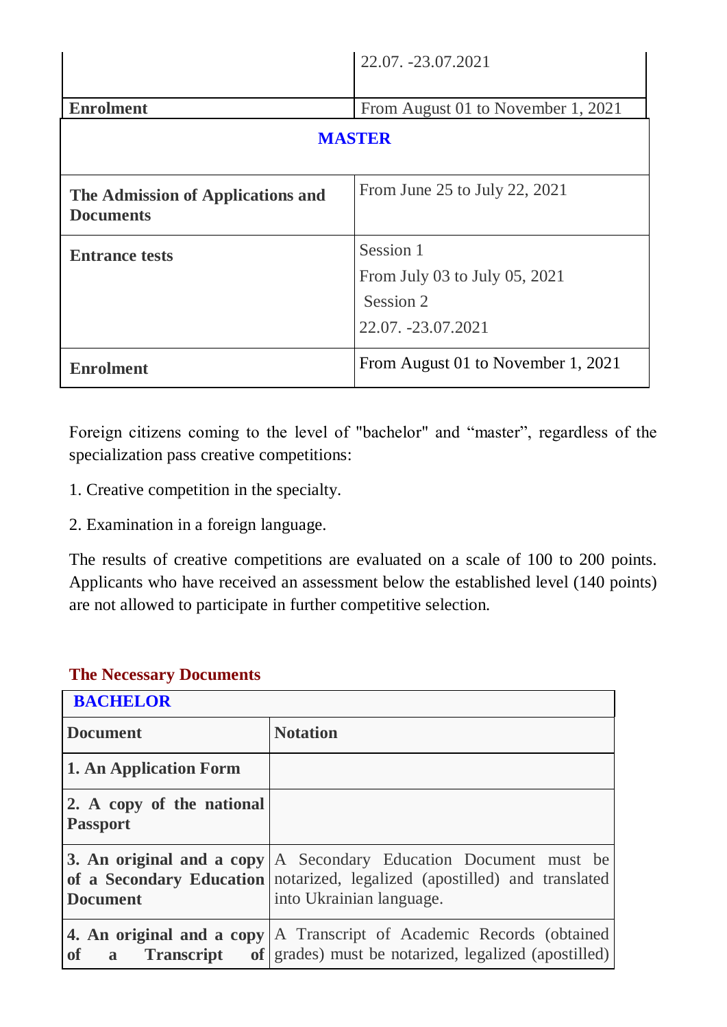| | |
|---|---|
| | 22.07. -23.07.2021 |
| **Enrolment** | From August 01 to November 1, 2021 |

| **MASTER** | |
|---|---|
| **The Admission of Applications and Documents** | From June 25 to July 22, 2021 |
| **Entrance tests** | Session 1<br>From July 03 to July 05, 2021<br>Session 2<br>22.07. -23.07.2021 |
| **Enrolment** | From August 01 to November 1, 2021 |

Foreign citizens coming to the level of "bachelor" and "master", regardless of the specialization pass creative competitions:

1. Creative competition in the specialty.

2. Examination in a foreign language.

The results of creative competitions are evaluated on a scale of 100 to 200 points. Applicants who have received an assessment below the established level (140 points) are not allowed to participate in further competitive selection.

## The Necessary Documents

| **BACHELOR** | |
|---|---|
| **Document** | **Notation** |
| **1. An Application Form** | |
| **2. A copy of the national Passport** | |
| **3. An original and a copy of a Secondary Education Document** | A Secondary Education Document must be notarized, legalized (apostilled) and translated into Ukrainian language. |
| **4. An original and a copy of a Transcript of** | A Transcript of Academic Records (obtained grades) must be notarized, legalized (apostilled) |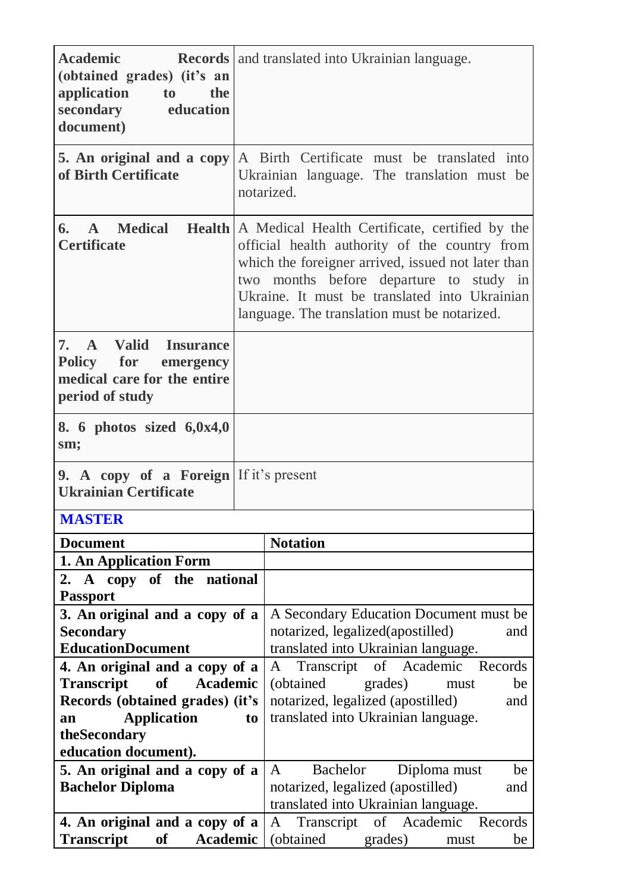| | |
|---|---|
| **Academic Records (obtained grades) (it's an application to the secondary education document)** | and translated into Ukrainian language. |
| **5. An original and a copy of Birth Certificate** | A Birth Certificate must be translated into Ukrainian language. The translation must be notarized. |
| **6. A Medical Health Certificate** | A Medical Health Certificate, certified by the official health authority of the country from which the foreigner arrived, issued not later than two months before departure to study in Ukraine. It must be translated into Ukrainian language. The translation must be notarized. |
| **7. A Valid Insurance Policy for emergency medical care for the entire period of study** | |
| **8. 6 photos sized 6,0x4,0 sm;** | |
| **9. A copy of a Foreign Ukrainian Certificate** | If it's present |

**MASTER**

| **Document** | **Notation** |
|---|---|
| **1. An Application Form** | |
| **2. A copy of the national Passport** | |
| **3. An original and a copy of a Secondary EducationDocument** | A Secondary Education Document must be notarized, legalized(apostilled) and translated into Ukrainian language. |
| **4. An original and a copy of a Transcript of Academic Records (obtained grades) (it's an Application to theSecondary education document).** | A Transcript of Academic Records (obtained grades) must be notarized, legalized (apostilled) and translated into Ukrainian language. |
| **5. An original and a copy of a Bachelor Diploma** | A Bachelor Diploma must be notarized, legalized (apostilled) and translated into Ukrainian language. |
| **4. An original and a copy of a Transcript of Academic** | A Transcript of Academic Records (obtained grades) must be |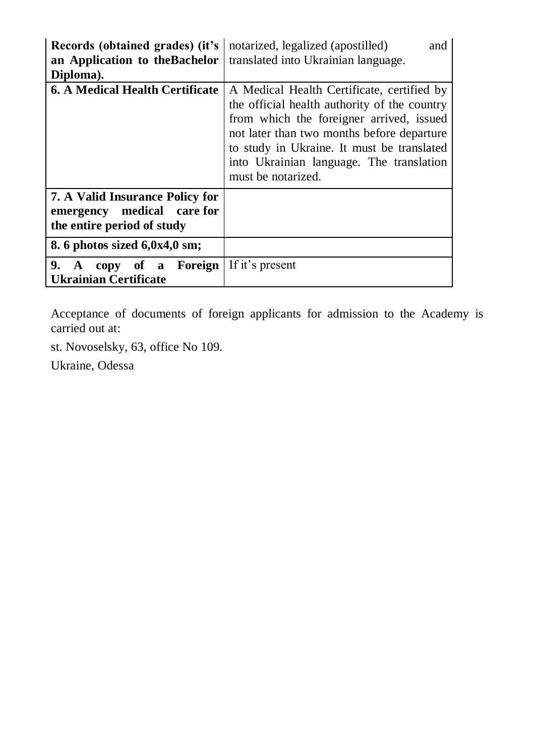| | |
|---|---|
| **Records (obtained grades) (it's an Application to theBachelor Diploma).** | notarized, legalized (apostilled) and translated into Ukrainian language. |
| **6. A Medical Health Certificate** | A Medical Health Certificate, certified by the official health authority of the country from which the foreigner arrived, issued not later than two months before departure to study in Ukraine. It must be translated into Ukrainian language. The translation must be notarized. |
| **7. A Valid Insurance Policy for emergency medical care for the entire period of study** | |
| **8. 6 photos sized 6,0x4,0 sm;** | |
| **9. A copy of a Foreign Ukrainian Certificate** | If it's present |

Acceptance of documents of foreign applicants for admission to the Academy is carried out at:

st. Novoselsky, 63, office No 109.

Ukraine, Odessa